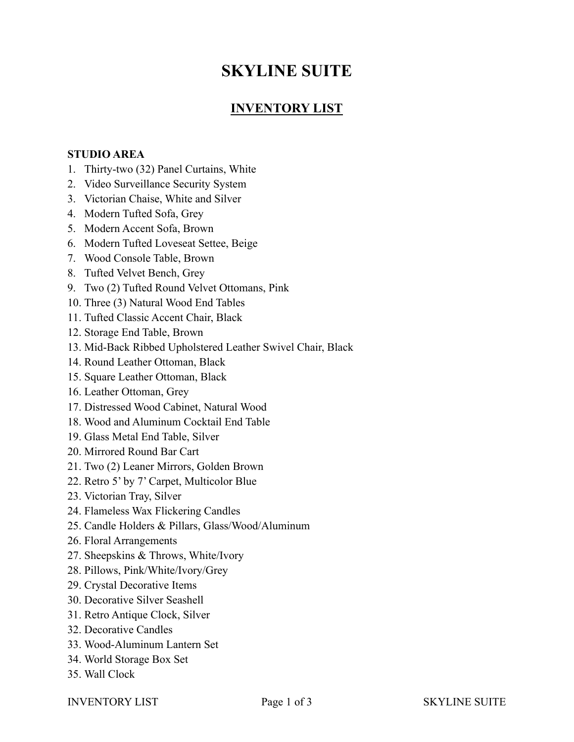# SKYLINE SUITE

## INVENTORY LIST

**STUDIO AREA**

1. Thirty-two (32) Panel Curtains, White
2. Video Surveillance Security System
3. Victorian Chaise, White and Silver
4. Modern Tufted Sofa, Grey
5. Modern Accent Sofa, Brown
6. Modern Tufted Loveseat Settee, Beige
7. Wood Console Table, Brown
8. Tufted Velvet Bench, Grey
9. Two (2) Tufted Round Velvet Ottomans, Pink
10. Three (3) Natural Wood End Tables
11. Tufted Classic Accent Chair, Black
12. Storage End Table, Brown
13. Mid-Back Ribbed Upholstered Leather Swivel Chair, Black
14. Round Leather Ottoman, Black
15. Square Leather Ottoman, Black
16. Leather Ottoman, Grey
17. Distressed Wood Cabinet, Natural Wood
18. Wood and Aluminum Cocktail End Table
19. Glass Metal End Table, Silver
20. Mirrored Round Bar Cart
21. Two (2) Leaner Mirrors, Golden Brown
22. Retro 5' by 7' Carpet, Multicolor Blue
23. Victorian Tray, Silver
24. Flameless Wax Flickering Candles
25. Candle Holders & Pillars, Glass/Wood/Aluminum
26. Floral Arrangements
27. Sheepskins & Throws, White/Ivory
28. Pillows, Pink/White/Ivory/Grey
29. Crystal Decorative Items
30. Decorative Silver Seashell
31. Retro Antique Clock, Silver
32. Decorative Candles
33. Wood-Aluminum Lantern Set
34. World Storage Box Set
35. Wall Clock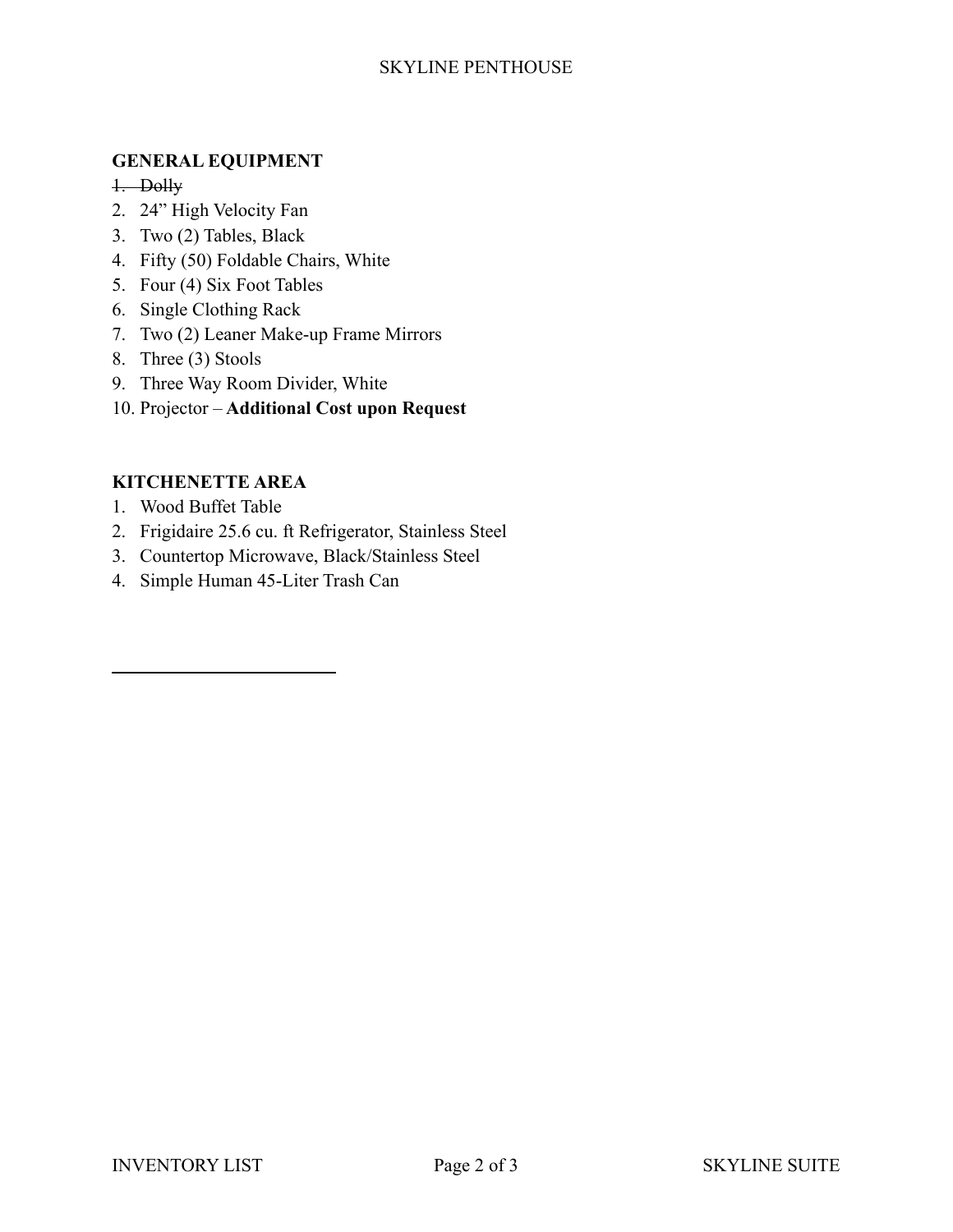## GENERAL EQUIPMENT

1. ~~Dolly~~
2. 24” High Velocity Fan
3. Two (2) Tables, Black
4. Fifty (50) Foldable Chairs, White
5. Four (4) Six Foot Tables
6. Single Clothing Rack
7. Two (2) Leaner Make-up Frame Mirrors
8. Three (3) Stools
9. Three Way Room Divider, White
10. Projector – **Additional Cost upon Request**

## KITCHENETTE AREA

1. Wood Buffet Table
2. Frigidaire 25.6 cu. ft Refrigerator, Stainless Steel
3. Countertop Microwave, Black/Stainless Steel
4. Simple Human 45-Liter Trash Can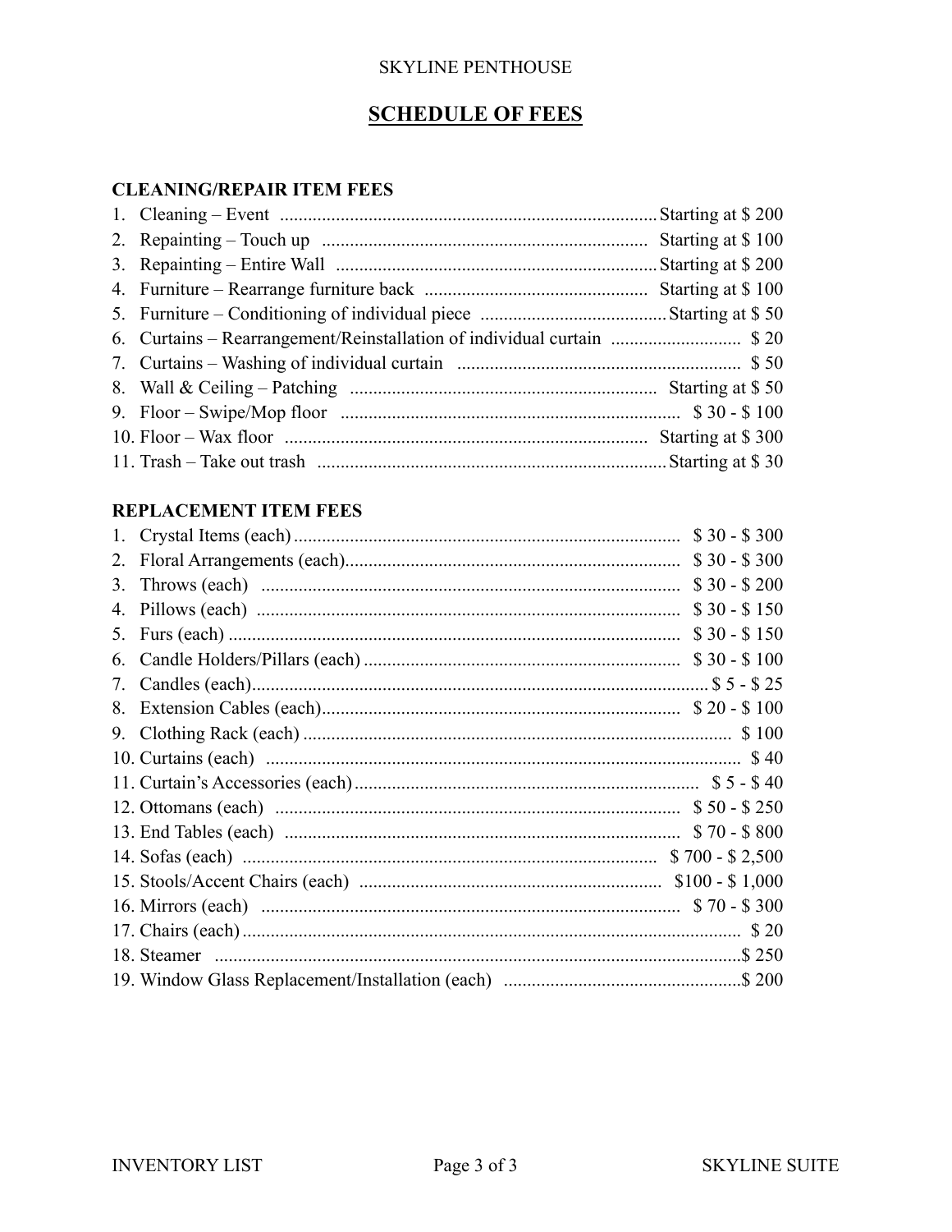SKYLINE PENTHOUSE

# SCHEDULE OF FEES

## CLEANING/REPAIR ITEM FEES

| | | |
|---|---|---|
| 1. | Cleaning – Event | Starting at $ 200 |
| 2. | Repainting – Touch up | Starting at $ 100 |
| 3. | Repainting – Entire Wall | Starting at $ 200 |
| 4. | Furniture – Rearrange furniture back | Starting at $ 100 |
| 5. | Furniture – Conditioning of individual piece | Starting at $ 50 |
| 6. | Curtains – Rearrangement/Reinstallation of individual curtain | $ 20 |
| 7. | Curtains – Washing of individual curtain | $ 50 |
| 8. | Wall & Ceiling – Patching | Starting at $ 50 |
| 9. | Floor – Swipe/Mop floor | $ 30 - $ 100 |
| 10. | Floor – Wax floor | Starting at $ 300 |
| 11. | Trash – Take out trash | Starting at $ 30 |

## REPLACEMENT ITEM FEES

| | | |
|---|---|---|
| 1. | Crystal Items (each) | $ 30 - $ 300 |
| 2. | Floral Arrangements (each) | $ 30 - $ 300 |
| 3. | Throws (each) | $ 30 - $ 200 |
| 4. | Pillows (each) | $ 30 - $ 150 |
| 5. | Furs (each) | $ 30 - $ 150 |
| 6. | Candle Holders/Pillars (each) | $ 30 - $ 100 |
| 7. | Candles (each) | $ 5 - $ 25 |
| 8. | Extension Cables (each) | $ 20 - $ 100 |
| 9. | Clothing Rack (each) | $ 100 |
| 10. | Curtains (each) | $ 40 |
| 11. | Curtain's Accessories (each) | $ 5 - $ 40 |
| 12. | Ottomans (each) | $ 50 - $ 250 |
| 13. | End Tables (each) | $ 70 - $ 800 |
| 14. | Sofas (each) | $ 700 - $ 2,500 |
| 15. | Stools/Accent Chairs (each) | $100 - $ 1,000 |
| 16. | Mirrors (each) | $ 70 - $ 300 |
| 17. | Chairs (each) | $ 20 |
| 18. | Steamer | $ 250 |
| 19. | Window Glass Replacement/Installation (each) | $ 200 |